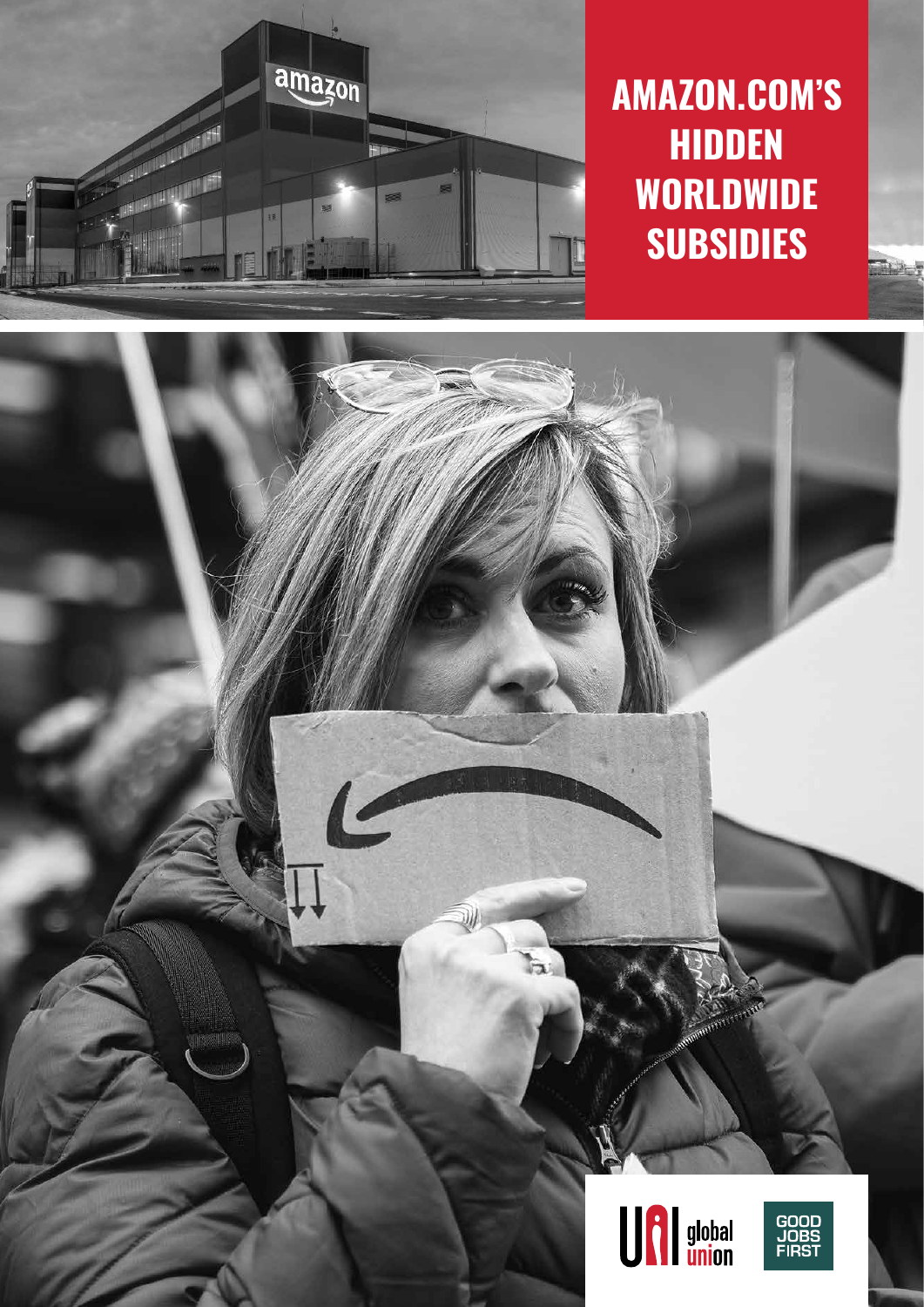# AMAZON.COM'S HIDDEN WORLDWIDE SUBSIDIES

UNI global union

GOOD JOBS FIRST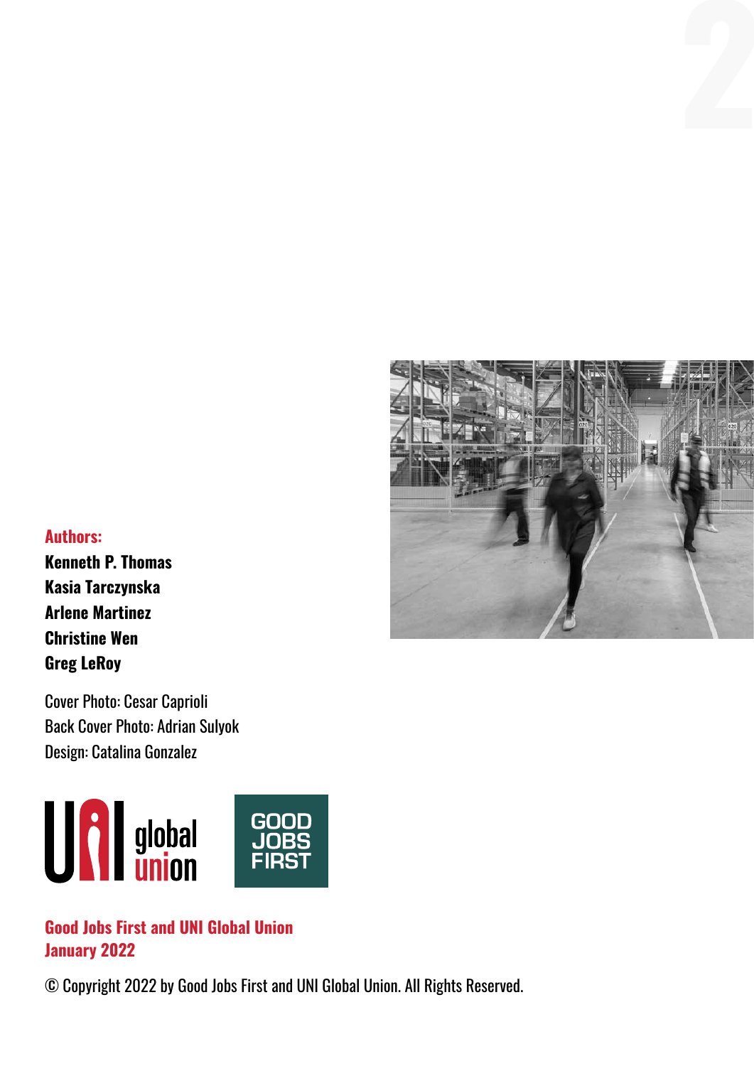**Authors:**

**Kenneth P. Thomas**
**Kasia Tarczynska**
**Arlene Martinez**
**Christine Wen**
**Greg LeRoy**

Cover Photo: Cesar Caprioli
Back Cover Photo: Adrian Sulyok
Design: Catalina Gonzalez

**Good Jobs First and UNI Global Union**
**January 2022**

© Copyright 2022 by Good Jobs First and UNI Global Union. All Rights Reserved.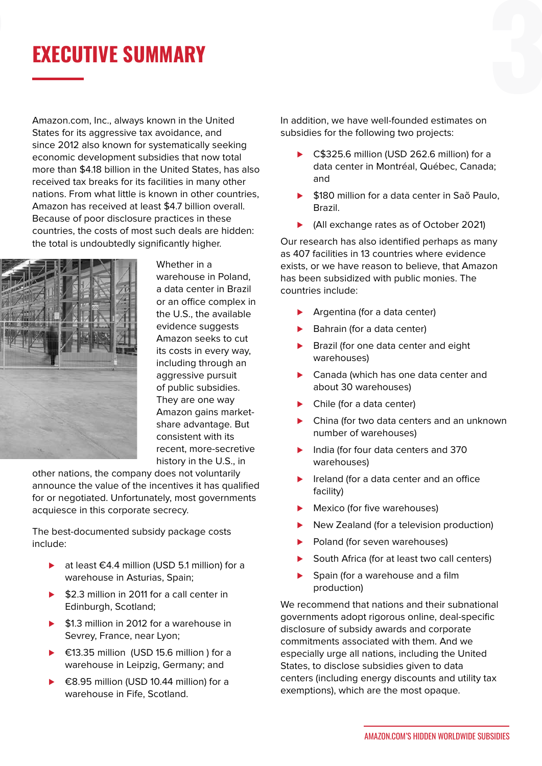# EXECUTIVE SUMMARY

Amazon.com, Inc., always known in the United States for its aggressive tax avoidance, and since 2012 also known for systematically seeking economic development subsidies that now total more than $4.18 billion in the United States, has also received tax breaks for its facilities in many other nations. From what little is known in other countries, Amazon has received at least $4.7 billion overall. Because of poor disclosure practices in these countries, the costs of most such deals are hidden: the total is undoubtedly significantly higher.

Whether in a warehouse in Poland, a data center in Brazil or an office complex in the U.S., the available evidence suggests Amazon seeks to cut its costs in every way, including through an aggressive pursuit of public subsidies. They are one way Amazon gains market-share advantage. But consistent with its recent, more-secretive history in the U.S., in other nations, the company does not voluntarily announce the value of the incentives it has qualified for or negotiated. Unfortunately, most governments acquiesce in this corporate secrecy.

The best-documented subsidy package costs include:

- at least €4.4 million (USD 5.1 million) for a warehouse in Asturias, Spain;
- $2.3 million in 2011 for a call center in Edinburgh, Scotland;
- $1.3 million in 2012 for a warehouse in Sevrey, France, near Lyon;
- €13.35 million (USD 15.6 million ) for a warehouse in Leipzig, Germany; and
- €8.95 million (USD 10.44 million) for a warehouse in Fife, Scotland.

In addition, we have well-founded estimates on subsidies for the following two projects:

- C$325.6 million (USD 262.6 million) for a data center in Montréal, Québec, Canada; and
- $180 million for a data center in Saõ Paulo, Brazil.
- (All exchange rates as of October 2021)

Our research has also identified perhaps as many as 407 facilities in 13 countries where evidence exists, or we have reason to believe, that Amazon has been subsidized with public monies. The countries include:

- Argentina (for a data center)
- Bahrain (for a data center)
- Brazil (for one data center and eight warehouses)
- Canada (which has one data center and about 30 warehouses)
- Chile (for a data center)
- China (for two data centers and an unknown number of warehouses)
- India (for four data centers and 370 warehouses)
- Ireland (for a data center and an office facility)
- Mexico (for five warehouses)
- New Zealand (for a television production)
- Poland (for seven warehouses)
- South Africa (for at least two call centers)
- Spain (for a warehouse and a film production)

We recommend that nations and their subnational governments adopt rigorous online, deal-specific disclosure of subsidy awards and corporate commitments associated with them. And we especially urge all nations, including the United States, to disclose subsidies given to data centers (including energy discounts and utility tax exemptions), which are the most opaque.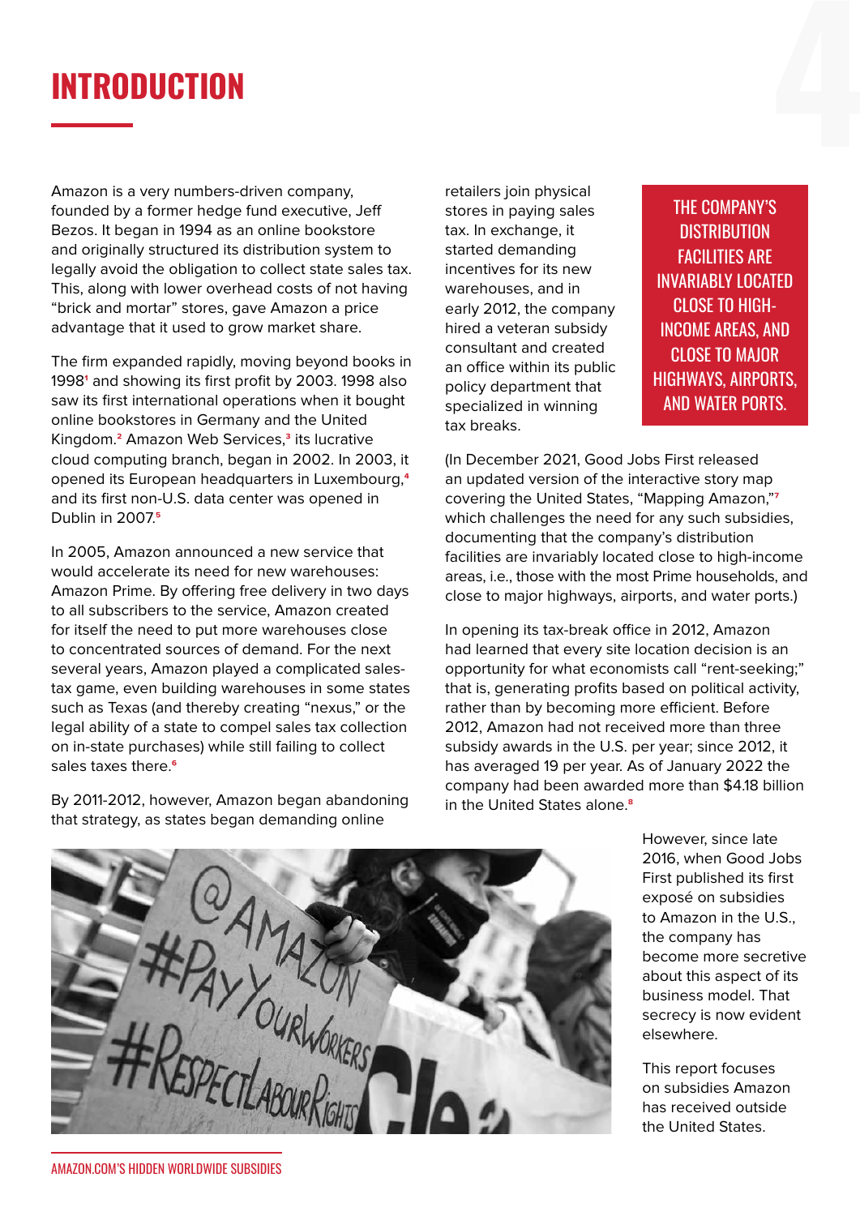# INTRODUCTION

Amazon is a very numbers-driven company, founded by a former hedge fund executive, Jeff Bezos. It began in 1994 as an online bookstore and originally structured its distribution system to legally avoid the obligation to collect state sales tax. This, along with lower overhead costs of not having "brick and mortar" stores, gave Amazon a price advantage that it used to grow market share.

The firm expanded rapidly, moving beyond books in 1998[1] and showing its first profit by 2003. 1998 also saw its first international operations when it bought online bookstores in Germany and the United Kingdom.[2] Amazon Web Services,[3] its lucrative cloud computing branch, began in 2002. In 2003, it opened its European headquarters in Luxembourg,[4] and its first non-U.S. data center was opened in Dublin in 2007.[5]

In 2005, Amazon announced a new service that would accelerate its need for new warehouses: Amazon Prime. By offering free delivery in two days to all subscribers to the service, Amazon created for itself the need to put more warehouses close to concentrated sources of demand. For the next several years, Amazon played a complicated sales-tax game, even building warehouses in some states such as Texas (and thereby creating "nexus," or the legal ability of a state to compel sales tax collection on in-state purchases) while still failing to collect sales taxes there.[6]

By 2011-2012, however, Amazon began abandoning that strategy, as states began demanding online retailers join physical stores in paying sales tax. In exchange, it started demanding incentives for its new warehouses, and in early 2012, the company hired a veteran subsidy consultant and created an office within its public policy department that specialized in winning tax breaks.

**THE COMPANY'S DISTRIBUTION FACILITIES ARE INVARIABLY LOCATED CLOSE TO HIGH-INCOME AREAS, AND CLOSE TO MAJOR HIGHWAYS, AIRPORTS, AND WATER PORTS.**

(In December 2021, Good Jobs First released an updated version of the interactive story map covering the United States, "Mapping Amazon,"[7] which challenges the need for any such subsidies, documenting that the company's distribution facilities are invariably located close to high-income areas, i.e., those with the most Prime households, and close to major highways, airports, and water ports.)

In opening its tax-break office in 2012, Amazon had learned that every site location decision is an opportunity for what economists call "rent-seeking;" that is, generating profits based on political activity, rather than by becoming more efficient. Before 2012, Amazon had not received more than three subsidy awards in the U.S. per year; since 2012, it has averaged 19 per year. As of January 2022 the company had been awarded more than $4.18 billion in the United States alone.[8]

However, since late 2016, when Good Jobs First published its first exposé on subsidies to Amazon in the U.S., the company has become more secretive about this aspect of its business model. That secrecy is now evident elsewhere.

This report focuses on subsidies Amazon has received outside the United States.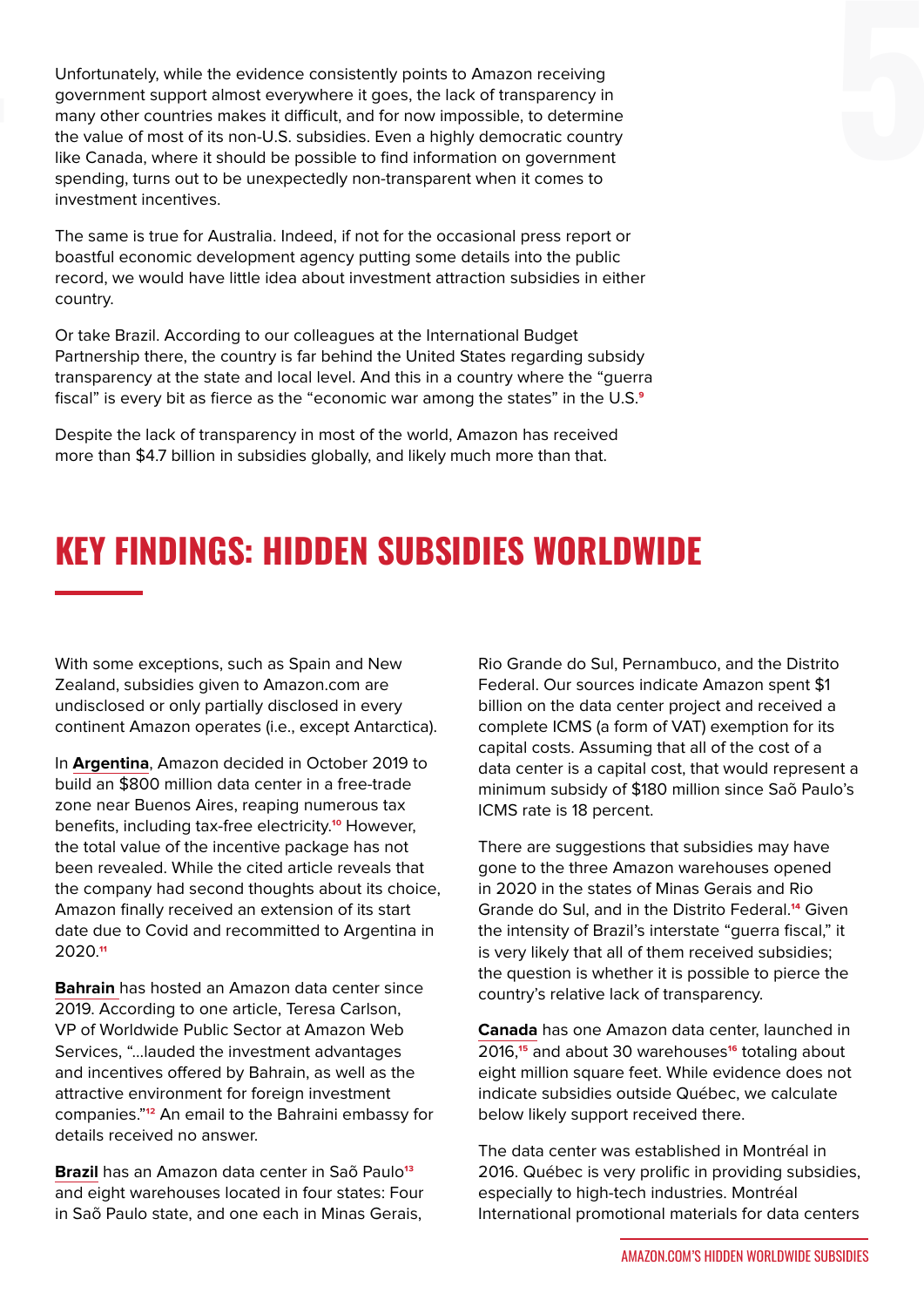Unfortunately, while the evidence consistently points to Amazon receiving government support almost everywhere it goes, the lack of transparency in many other countries makes it difficult, and for now impossible, to determine the value of most of its non-U.S. subsidies. Even a highly democratic country like Canada, where it should be possible to find information on government spending, turns out to be unexpectedly non-transparent when it comes to investment incentives.

The same is true for Australia. Indeed, if not for the occasional press report or boastful economic development agency putting some details into the public record, we would have little idea about investment attraction subsidies in either country.

Or take Brazil. According to our colleagues at the International Budget Partnership there, the country is far behind the United States regarding subsidy transparency at the state and local level. And this in a country where the "guerra fiscal" is every bit as fierce as the "economic war among the states" in the U.S.[9]

Despite the lack of transparency in most of the world, Amazon has received more than $4.7 billion in subsidies globally, and likely much more than that.

## KEY FINDINGS: HIDDEN SUBSIDIES WORLDWIDE

With some exceptions, such as Spain and New Zealand, subsidies given to Amazon.com are undisclosed or only partially disclosed in every continent Amazon operates (i.e., except Antarctica).

In **Argentina**, Amazon decided in October 2019 to build an $800 million data center in a free-trade zone near Buenos Aires, reaping numerous tax benefits, including tax-free electricity.[10] However, the total value of the incentive package has not been revealed. While the cited article reveals that the company had second thoughts about its choice, Amazon finally received an extension of its start date due to Covid and recommitted to Argentina in 2020.[11]

**Bahrain** has hosted an Amazon data center since 2019. According to one article, Teresa Carlson, VP of Worldwide Public Sector at Amazon Web Services, "...lauded the investment advantages and incentives offered by Bahrain, as well as the attractive environment for foreign investment companies."[12] An email to the Bahraini embassy for details received no answer.

**Brazil** has an Amazon data center in Saõ Paulo[13] and eight warehouses located in four states: Four in Saõ Paulo state, and one each in Minas Gerais, Rio Grande do Sul, Pernambuco, and the Distrito Federal. Our sources indicate Amazon spent $1 billion on the data center project and received a complete ICMS (a form of VAT) exemption for its capital costs. Assuming that all of the cost of a data center is a capital cost, that would represent a minimum subsidy of $180 million since Saõ Paulo's ICMS rate is 18 percent.

There are suggestions that subsidies may have gone to the three Amazon warehouses opened in 2020 in the states of Minas Gerais and Rio Grande do Sul, and in the Distrito Federal.[14] Given the intensity of Brazil's interstate "guerra fiscal," it is very likely that all of them received subsidies; the question is whether it is possible to pierce the country's relative lack of transparency.

**Canada** has one Amazon data center, launched in 2016,[15] and about 30 warehouses[16] totaling about eight million square feet. While evidence does not indicate subsidies outside Québec, we calculate below likely support received there.

The data center was established in Montréal in 2016. Québec is very prolific in providing subsidies, especially to high-tech industries. Montréal International promotional materials for data centers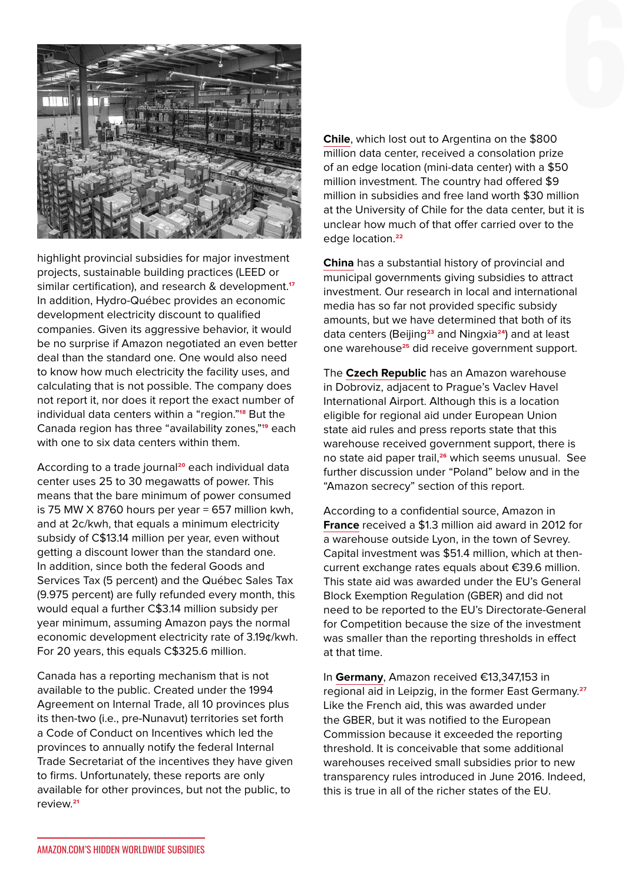highlight provincial subsidies for major investment projects, sustainable building practices (LEED or similar certification), and research & development.[17] In addition, Hydro-Québec provides an economic development electricity discount to qualified companies. Given its aggressive behavior, it would be no surprise if Amazon negotiated an even better deal than the standard one. One would also need to know how much electricity the facility uses, and calculating that is not possible. The company does not report it, nor does it report the exact number of individual data centers within a "region."[18] But the Canada region has three "availability zones,"[19] each with one to six data centers within them.

According to a trade journal[20] each individual data center uses 25 to 30 megawatts of power. This means that the bare minimum of power consumed is 75 MW X 8760 hours per year = 657 million kwh, and at 2c/kwh, that equals a minimum electricity subsidy of C$13.14 million per year, even without getting a discount lower than the standard one. In addition, since both the federal Goods and Services Tax (5 percent) and the Québec Sales Tax (9.975 percent) are fully refunded every month, this would equal a further C$3.14 million subsidy per year minimum, assuming Amazon pays the normal economic development electricity rate of 3.19¢/kwh. For 20 years, this equals C$325.6 million.

Canada has a reporting mechanism that is not available to the public. Created under the 1994 Agreement on Internal Trade, all 10 provinces plus its then-two (i.e., pre-Nunavut) territories set forth a Code of Conduct on Incentives which led the provinces to annually notify the federal Internal Trade Secretariat of the incentives they have given to firms. Unfortunately, these reports are only available for other provinces, but not the public, to review.[21]

**Chile**, which lost out to Argentina on the $800 million data center, received a consolation prize of an edge location (mini-data center) with a $50 million investment. The country had offered $9 million in subsidies and free land worth $30 million at the University of Chile for the data center, but it is unclear how much of that offer carried over to the edge location.[22]

**China** has a substantial history of provincial and municipal governments giving subsidies to attract investment. Our research in local and international media has so far not provided specific subsidy amounts, but we have determined that both of its data centers (Beijing[23] and Ningxia[24]) and at least one warehouse[25] did receive government support.

The **Czech Republic** has an Amazon warehouse in Dobroviz, adjacent to Prague's Vaclev Havel International Airport. Although this is a location eligible for regional aid under European Union state aid rules and press reports state that this warehouse received government support, there is no state aid paper trail,[26] which seems unusual. See further discussion under "Poland" below and in the "Amazon secrecy" section of this report.

According to a confidential source, Amazon in **France** received a $1.3 million aid award in 2012 for a warehouse outside Lyon, in the town of Sevrey. Capital investment was $51.4 million, which at then-current exchange rates equals about €39.6 million. This state aid was awarded under the EU's General Block Exemption Regulation (GBER) and did not need to be reported to the EU's Directorate-General for Competition because the size of the investment was smaller than the reporting thresholds in effect at that time.

In **Germany**, Amazon received €13,347,153 in regional aid in Leipzig, in the former East Germany.[27] Like the French aid, this was awarded under the GBER, but it was notified to the European Commission because it exceeded the reporting threshold. It is conceivable that some additional warehouses received small subsidies prior to new transparency rules introduced in June 2016. Indeed, this is true in all of the richer states of the EU.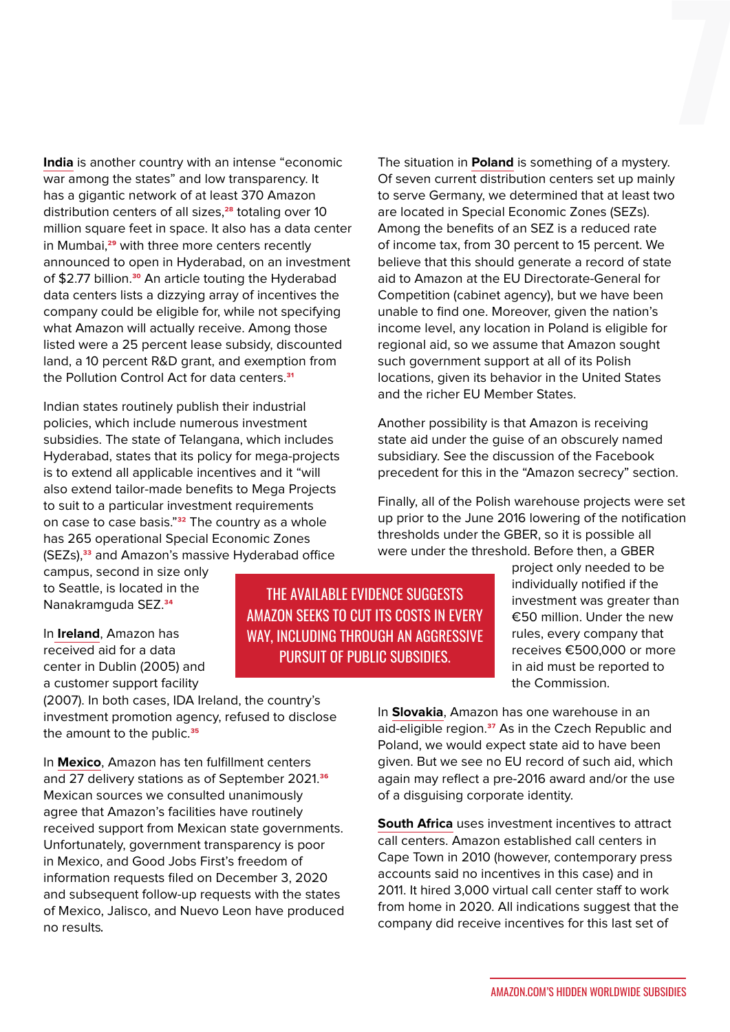**India** is another country with an intense "economic war among the states" and low transparency. It has a gigantic network of at least 370 Amazon distribution centers of all sizes,[28] totaling over 10 million square feet in space. It also has a data center in Mumbai,[29] with three more centers recently announced to open in Hyderabad, on an investment of $2.77 billion.[30] An article touting the Hyderabad data centers lists a dizzying array of incentives the company could be eligible for, while not specifying what Amazon will actually receive. Among those listed were a 25 percent lease subsidy, discounted land, a 10 percent R&D grant, and exemption from the Pollution Control Act for data centers.[31]

Indian states routinely publish their industrial policies, which include numerous investment subsidies. The state of Telangana, which includes Hyderabad, states that its policy for mega-projects is to extend all applicable incentives and it "will also extend tailor-made benefits to Mega Projects to suit to a particular investment requirements on case to case basis."[32] The country as a whole has 265 operational Special Economic Zones (SEZs),[33] and Amazon's massive Hyderabad office campus, second in size only to Seattle, is located in the Nanakramguda SEZ.[34]

In **Ireland**, Amazon has received aid for a data center in Dublin (2005) and a customer support facility (2007). In both cases, IDA Ireland, the country's investment promotion agency, refused to disclose the amount to the public.[35]

In **Mexico**, Amazon has ten fulfillment centers and 27 delivery stations as of September 2021.[36] Mexican sources we consulted unanimously agree that Amazon's facilities have routinely received support from Mexican state governments. Unfortunately, government transparency is poor in Mexico, and Good Jobs First's freedom of information requests filed on December 3, 2020 and subsequent follow-up requests with the states of Mexico, Jalisco, and Nuevo Leon have produced no results.

The situation in **Poland** is something of a mystery. Of seven current distribution centers set up mainly to serve Germany, we determined that at least two are located in Special Economic Zones (SEZs). Among the benefits of an SEZ is a reduced rate of income tax, from 30 percent to 15 percent. We believe that this should generate a record of state aid to Amazon at the EU Directorate-General for Competition (cabinet agency), but we have been unable to find one. Moreover, given the nation's income level, any location in Poland is eligible for regional aid, so we assume that Amazon sought such government support at all of its Polish locations, given its behavior in the United States and the richer EU Member States.

Another possibility is that Amazon is receiving state aid under the guise of an obscurely named subsidiary. See the discussion of the Facebook precedent for this in the "Amazon secrecy" section.

Finally, all of the Polish warehouse projects were set up prior to the June 2016 lowering of the notification thresholds under the GBER, so it is possible all were under the threshold. Before then, a GBER project only needed to be individually notified if the investment was greater than €50 million. Under the new rules, every company that receives €500,000 or more in aid must be reported to the Commission.

In **Slovakia**, Amazon has one warehouse in an aid-eligible region.[37] As in the Czech Republic and Poland, we would expect state aid to have been given. But we see no EU record of such aid, which again may reflect a pre-2016 award and/or the use of a disguising corporate identity.

**South Africa** uses investment incentives to attract call centers. Amazon established call centers in Cape Town in 2010 (however, contemporary press accounts said no incentives in this case) and in 2011. It hired 3,000 virtual call center staff to work from home in 2020. All indications suggest that the company did receive incentives for this last set of

> THE AVAILABLE EVIDENCE SUGGESTS AMAZON SEEKS TO CUT ITS COSTS IN EVERY WAY, INCLUDING THROUGH AN AGGRESSIVE PURSUIT OF PUBLIC SUBSIDIES.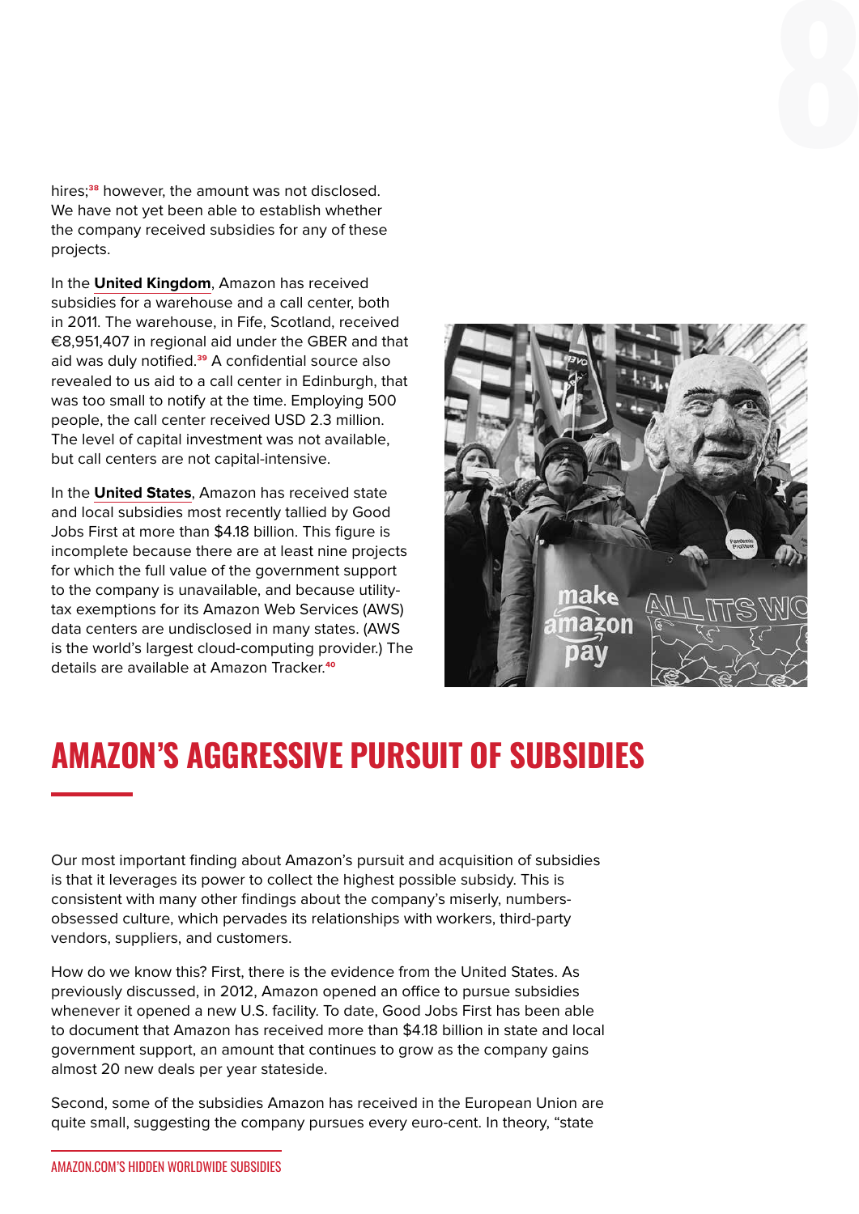hires;[38] however, the amount was not disclosed. We have not yet been able to establish whether the company received subsidies for any of these projects.

In the **United Kingdom**, Amazon has received subsidies for a warehouse and a call center, both in 2011. The warehouse, in Fife, Scotland, received €8,951,407 in regional aid under the GBER and that aid was duly notified.[39] A confidential source also revealed to us aid to a call center in Edinburgh, that was too small to notify at the time. Employing 500 people, the call center received USD 2.3 million. The level of capital investment was not available, but call centers are not capital-intensive.

In the **United States**, Amazon has received state and local subsidies most recently tallied by Good Jobs First at more than $4.18 billion. This figure is incomplete because there are at least nine projects for which the full value of the government support to the company is unavailable, and because utility-tax exemptions for its Amazon Web Services (AWS) data centers are undisclosed in many states. (AWS is the world's largest cloud-computing provider.) The details are available at Amazon Tracker.[40]

## AMAZON'S AGGRESSIVE PURSUIT OF SUBSIDIES

Our most important finding about Amazon's pursuit and acquisition of subsidies is that it leverages its power to collect the highest possible subsidy. This is consistent with many other findings about the company's miserly, numbers-obsessed culture, which pervades its relationships with workers, third-party vendors, suppliers, and customers.

How do we know this? First, there is the evidence from the United States. As previously discussed, in 2012, Amazon opened an office to pursue subsidies whenever it opened a new U.S. facility. To date, Good Jobs First has been able to document that Amazon has received more than $4.18 billion in state and local government support, an amount that continues to grow as the company gains almost 20 new deals per year stateside.

Second, some of the subsidies Amazon has received in the European Union are quite small, suggesting the company pursues every euro-cent. In theory, "state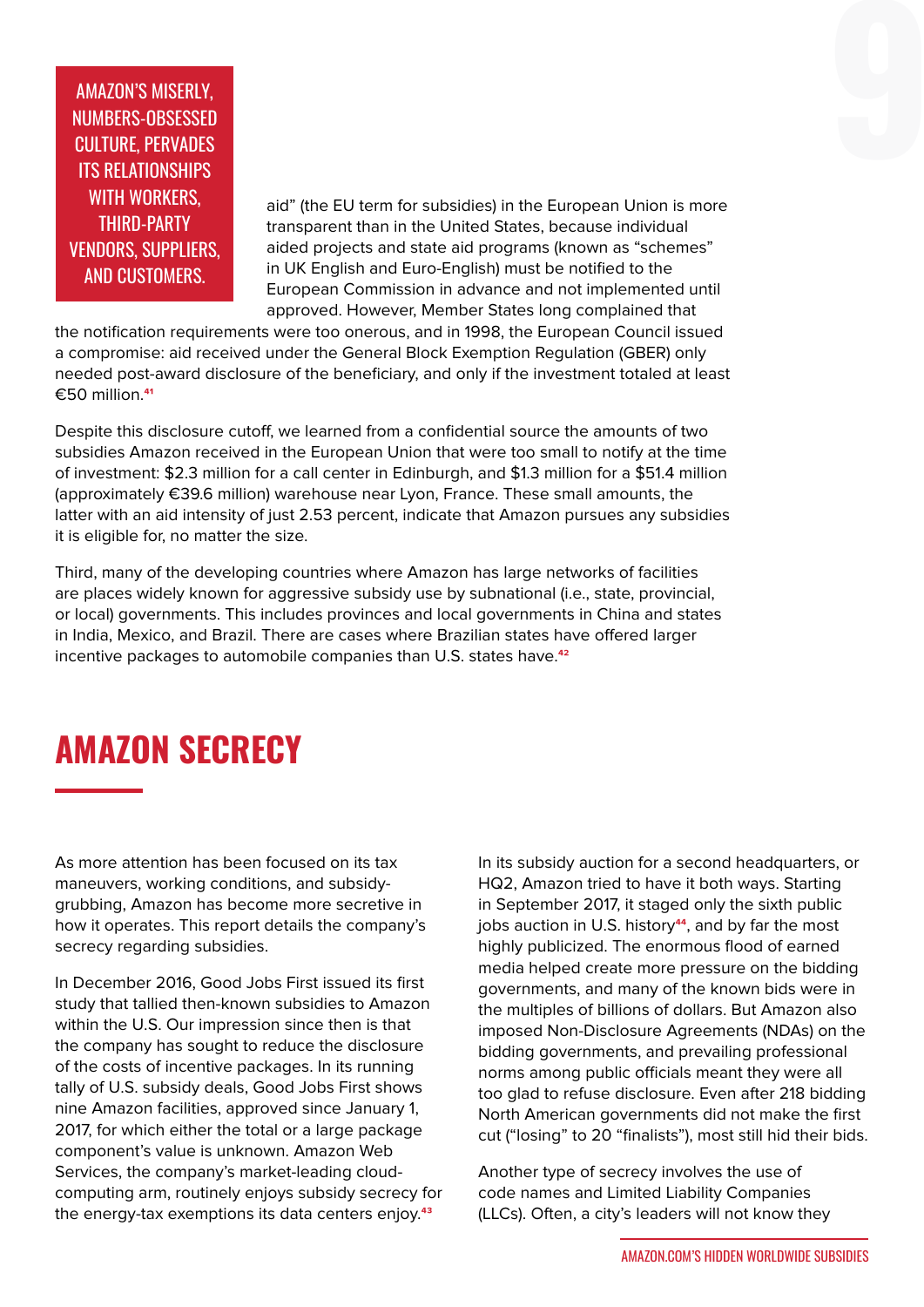AMAZON'S MISERLY, NUMBERS-OBSESSED CULTURE, PERVADES ITS RELATIONSHIPS WITH WORKERS, THIRD-PARTY VENDORS, SUPPLIERS, AND CUSTOMERS.

aid" (the EU term for subsidies) in the European Union is more transparent than in the United States, because individual aided projects and state aid programs (known as "schemes" in UK English and Euro-English) must be notified to the European Commission in advance and not implemented until approved. However, Member States long complained that the notification requirements were too onerous, and in 1998, the European Council issued a compromise: aid received under the General Block Exemption Regulation (GBER) only needed post-award disclosure of the beneficiary, and only if the investment totaled at least €50 million.[41]

Despite this disclosure cutoff, we learned from a confidential source the amounts of two subsidies Amazon received in the European Union that were too small to notify at the time of investment: $2.3 million for a call center in Edinburgh, and $1.3 million for a $51.4 million (approximately €39.6 million) warehouse near Lyon, France. These small amounts, the latter with an aid intensity of just 2.53 percent, indicate that Amazon pursues any subsidies it is eligible for, no matter the size.

Third, many of the developing countries where Amazon has large networks of facilities are places widely known for aggressive subsidy use by subnational (i.e., state, provincial, or local) governments. This includes provinces and local governments in China and states in India, Mexico, and Brazil. There are cases where Brazilian states have offered larger incentive packages to automobile companies than U.S. states have.[42]

## AMAZON SECRECY

As more attention has been focused on its tax maneuvers, working conditions, and subsidy-grubbing, Amazon has become more secretive in how it operates. This report details the company's secrecy regarding subsidies.

In December 2016, Good Jobs First issued its first study that tallied then-known subsidies to Amazon within the U.S. Our impression since then is that the company has sought to reduce the disclosure of the costs of incentive packages. In its running tally of U.S. subsidy deals, Good Jobs First shows nine Amazon facilities, approved since January 1, 2017, for which either the total or a large package component's value is unknown. Amazon Web Services, the company's market-leading cloud-computing arm, routinely enjoys subsidy secrecy for the energy-tax exemptions its data centers enjoy.[43]

In its subsidy auction for a second headquarters, or HQ2, Amazon tried to have it both ways. Starting in September 2017, it staged only the sixth public jobs auction in U.S. history[44], and by far the most highly publicized. The enormous flood of earned media helped create more pressure on the bidding governments, and many of the known bids were in the multiples of billions of dollars. But Amazon also imposed Non-Disclosure Agreements (NDAs) on the bidding governments, and prevailing professional norms among public officials meant they were all too glad to refuse disclosure. Even after 218 bidding North American governments did not make the first cut ("losing" to 20 "finalists"), most still hid their bids.

Another type of secrecy involves the use of code names and Limited Liability Companies (LLCs). Often, a city's leaders will not know they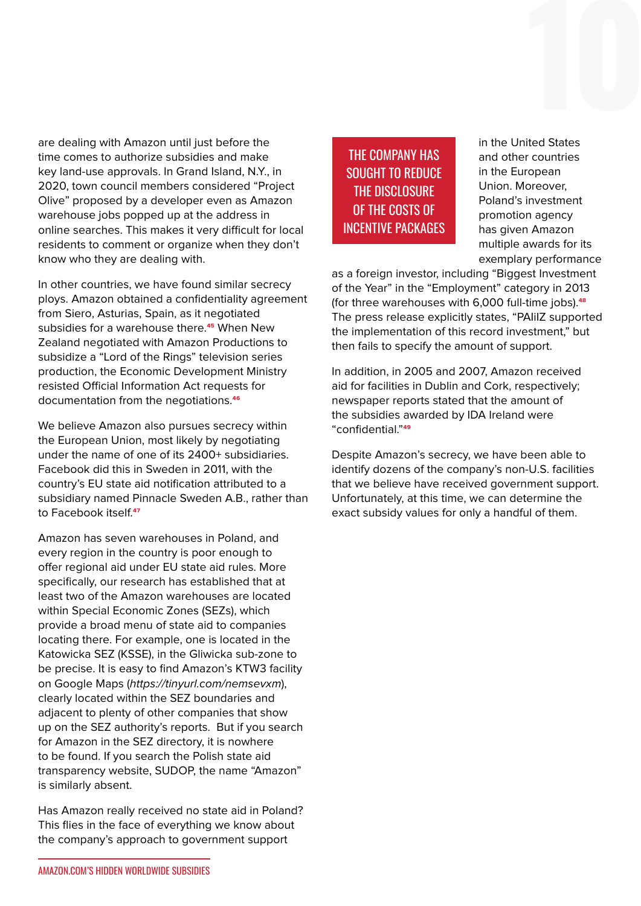are dealing with Amazon until just before the time comes to authorize subsidies and make key land-use approvals. In Grand Island, N.Y., in 2020, town council members considered "Project Olive" proposed by a developer even as Amazon warehouse jobs popped up at the address in online searches. This makes it very difficult for local residents to comment or organize when they don't know who they are dealing with.

In other countries, we have found similar secrecy ploys. Amazon obtained a confidentiality agreement from Siero, Asturias, Spain, as it negotiated subsidies for a warehouse there.[45] When New Zealand negotiated with Amazon Productions to subsidize a "Lord of the Rings" television series production, the Economic Development Ministry resisted Official Information Act requests for documentation from the negotiations.[46]

We believe Amazon also pursues secrecy within the European Union, most likely by negotiating under the name of one of its 2400+ subsidiaries. Facebook did this in Sweden in 2011, with the country's EU state aid notification attributed to a subsidiary named Pinnacle Sweden A.B., rather than to Facebook itself.[47]

Amazon has seven warehouses in Poland, and every region in the country is poor enough to offer regional aid under EU state aid rules. More specifically, our research has established that at least two of the Amazon warehouses are located within Special Economic Zones (SEZs), which provide a broad menu of state aid to companies locating there. For example, one is located in the Katowicka SEZ (KSSE), in the Gliwicka sub-zone to be precise. It is easy to find Amazon's KTW3 facility on Google Maps (*https://tinyurl.com/nemsevxm*), clearly located within the SEZ boundaries and adjacent to plenty of other companies that show up on the SEZ authority's reports. But if you search for Amazon in the SEZ directory, it is nowhere to be found. If you search the Polish state aid transparency website, SUDOP, the name "Amazon" is similarly absent.

Has Amazon really received no state aid in Poland? This flies in the face of everything we know about the company's approach to government support in the United States and other countries in the European Union. Moreover, Poland's investment promotion agency has given Amazon multiple awards for its exemplary performance as a foreign investor, including "Biggest Investment of the Year" in the "Employment" category in 2013 (for three warehouses with 6,000 full-time jobs).[48] The press release explicitly states, "PAIiIZ supported the implementation of this record investment," but then fails to specify the amount of support.

**THE COMPANY HAS SOUGHT TO REDUCE THE DISCLOSURE OF THE COSTS OF INCENTIVE PACKAGES**

In addition, in 2005 and 2007, Amazon received aid for facilities in Dublin and Cork, respectively; newspaper reports stated that the amount of the subsidies awarded by IDA Ireland were "confidential."[49]

Despite Amazon's secrecy, we have been able to identify dozens of the company's non-U.S. facilities that we believe have received government support. Unfortunately, at this time, we can determine the exact subsidy values for only a handful of them.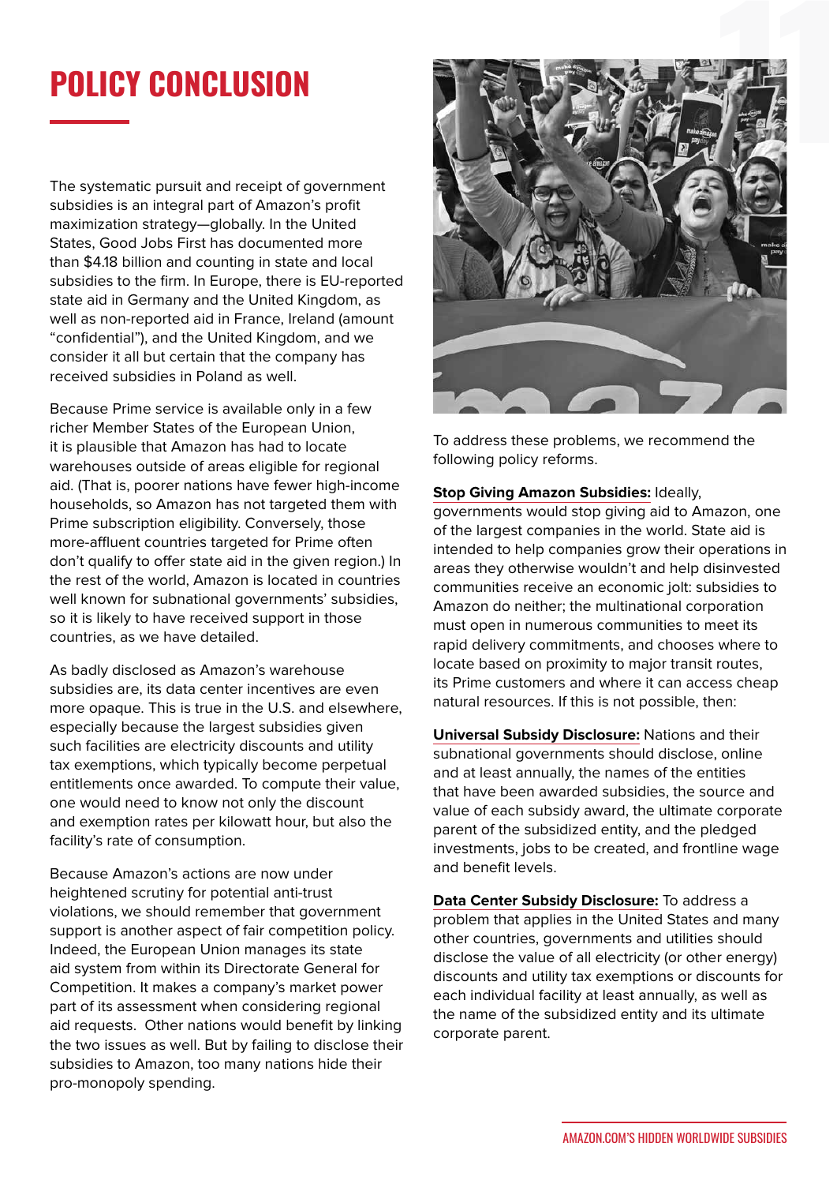# POLICY CONCLUSION

The systematic pursuit and receipt of government subsidies is an integral part of Amazon's profit maximization strategy—globally. In the United States, Good Jobs First has documented more than $4.18 billion and counting in state and local subsidies to the firm. In Europe, there is EU-reported state aid in Germany and the United Kingdom, as well as non-reported aid in France, Ireland (amount "confidential"), and the United Kingdom, and we consider it all but certain that the company has received subsidies in Poland as well.

Because Prime service is available only in a few richer Member States of the European Union, it is plausible that Amazon has had to locate warehouses outside of areas eligible for regional aid. (That is, poorer nations have fewer high-income households, so Amazon has not targeted them with Prime subscription eligibility. Conversely, those more-affluent countries targeted for Prime often don't qualify to offer state aid in the given region.) In the rest of the world, Amazon is located in countries well known for subnational governments' subsidies, so it is likely to have received support in those countries, as we have detailed.

As badly disclosed as Amazon's warehouse subsidies are, its data center incentives are even more opaque. This is true in the U.S. and elsewhere, especially because the largest subsidies given such facilities are electricity discounts and utility tax exemptions, which typically become perpetual entitlements once awarded. To compute their value, one would need to know not only the discount and exemption rates per kilowatt hour, but also the facility's rate of consumption.

Because Amazon's actions are now under heightened scrutiny for potential anti-trust violations, we should remember that government support is another aspect of fair competition policy. Indeed, the European Union manages its state aid system from within its Directorate General for Competition. It makes a company's market power part of its assessment when considering regional aid requests. Other nations would benefit by linking the two issues as well. But by failing to disclose their subsidies to Amazon, too many nations hide their pro-monopoly spending.

To address these problems, we recommend the following policy reforms.

**Stop Giving Amazon Subsidies:** Ideally, governments would stop giving aid to Amazon, one of the largest companies in the world. State aid is intended to help companies grow their operations in areas they otherwise wouldn't and help disinvested communities receive an economic jolt: subsidies to Amazon do neither; the multinational corporation must open in numerous communities to meet its rapid delivery commitments, and chooses where to locate based on proximity to major transit routes, its Prime customers and where it can access cheap natural resources. If this is not possible, then:

**Universal Subsidy Disclosure:** Nations and their subnational governments should disclose, online and at least annually, the names of the entities that have been awarded subsidies, the source and value of each subsidy award, the ultimate corporate parent of the subsidized entity, and the pledged investments, jobs to be created, and frontline wage and benefit levels.

**Data Center Subsidy Disclosure:** To address a problem that applies in the United States and many other countries, governments and utilities should disclose the value of all electricity (or other energy) discounts and utility tax exemptions or discounts for each individual facility at least annually, as well as the name of the subsidized entity and its ultimate corporate parent.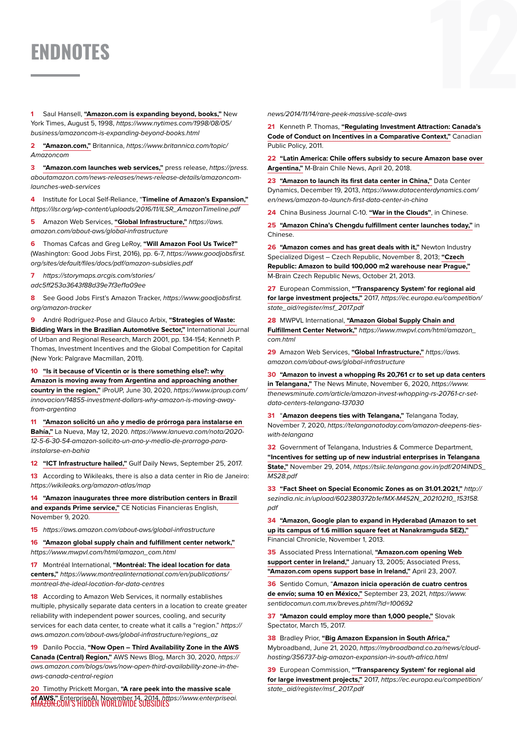# ENDNOTES

1 Saul Hansell, **"Amazon.com is expanding beyond, books,"** New York Times, August 5, 1998, *https://www.nytimes.com/1998/08/05/business/amazoncom-is-expanding-beyond-books.html*

2 **"Amazon.com,"** Britannica, *https://www.britannica.com/topic/Amazoncom*

3 **"Amazon.com launches web services,"** press release, *https://press.aboutamazon.com/news-releases/news-release-details/amazoncom-launches-web-services*

4 Institute for Local Self-Reliance, "**Timeline of Amazon's Expansion,"** *https://ilsr.org/wp-content/uploads/2016/11/ILSR_AmazonTimeline.pdf*

5 Amazon Web Services, **"Global Infrastructure,"** *https://aws.amazon.com/about-aws/global-infrastructure*

6 Thomas Cafcas and Greg LeRoy, **"Will Amazon Fool Us Twice?"** (Washington: Good Jobs First, 2016), pp. 6-7, *https://www.goodjobsfirst.org/sites/default/files/docs/pdf/amazon-subsidies.pdf*

7 *https://storymaps.arcgis.com/stories/adc5ff253a3643f88d39e7f3ef1a09ee*

8 See Good Jobs First's Amazon Tracker, *https://www.goodjobsfirst.org/amazon-tracker*

9 André Rodríguez-Pose and Glauco Arbix, **"Strategies of Waste: Bidding Wars in the Brazilian Automotive Sector,"** International Journal of Urban and Regional Research, March 2001, pp. 134-154; Kenneth P. Thomas, Investment Incentives and the Global Competition for Capital (New York: Palgrave Macmillan, 2011).

10 **"Is it because of Vicentin or is there something else?: why Amazon is moving away from Argentina and approaching another country in the region,"** iProUP, June 30, 2020, *https://www.iproup.com/innovacion/14855-investment-dollars-why-amazon-is-moving-away-from-argentina*

11 **"Amazon solicitó un año y medio de prórroga para instalarse en Bahía,"** La Nueva, May 12, 2020. *https://www.lanueva.com/nota/2020-12-5-6-30-54-amazon-solicito-un-ano-y-medio-de-prorroga-para-instalarse-en-bahia*

12 **"ICT Infrastructure hailed,"** Gulf Daily News, September 25, 2017.

13 According to Wikileaks, there is also a data center in Rio de Janeiro: *https://wikileaks.org/amazon-atlas/map*

14 **"Amazon inaugurates three more distribution centers in Brazil and expands Prime service,"** CE Noticias Financieras English, November 9, 2020.

15 *https://aws.amazon.com/about-aws/global-infrastructure*

16 **"Amazon global supply chain and fulfillment center network,"** *https://www.mwpvl.com/html/amazon_com.html*

17 Montréal International, **"Montréal: The ideal location for data centers,"** *https://www.montrealinternational.com/en/publications/montreal-the-ideal-location-for-data-centres*

18 According to Amazon Web Services, it normally establishes multiple, physically separate data centers in a location to create greater reliability with independent power sources, cooling, and security services for each data center, to create what it calls a "region." *https://aws.amazon.com/about-aws/global-infrastructure/regions_az*

19 Danilo Poccia, **"Now Open – Third Availability Zone in the AWS Canada (Central) Region,"** AWS News Blog, March 30, 2020, *https://aws.amazon.com/blogs/aws/now-open-third-availability-zone-in-the-aws-canada-central-region*

20 Timothy Prickett Morgan, **"A rare peek into the massive scale of AWS,"** EnterpriseAI, November 14, 2014, *https://www.enterpriseai.news/2014/11/14/rare-peek-massive-scale-aws*

21 Kenneth P. Thomas, **"Regulating Investment Attraction: Canada's Code of Conduct on Incentives in a Comparative Context,"** Canadian Public Policy, 2011.

22 **"Latin America: Chile offers subsidy to secure Amazon base over Argentina,"** M-Brain Chile News, April 20, 2018.

23 **"Amazon to launch its first data center in China,"** Data Center Dynamics, December 19, 2013, *https://www.datacenterdynamics.com/en/news/amazon-to-launch-first-data-center-in-china*

24 China Business Journal C-10. **"War in the Clouds"**, in Chinese.

25 **"Amazon China's Chengdu fulfillment center launches today,"** in Chinese.

26 **"Amazon comes and has great deals with it,"** Newton Industry Specialized Digest – Czech Republic, November 8, 2013; **"Czech Republic: Amazon to build 100,000 m2 warehouse near Prague,"** M-Brain Czech Republic News, October 21, 2013.

27 European Commission, **"'Transparency System' for regional aid for large investment projects,"** 2017, *https://ec.europa.eu/competition/state_aid/register/msf_2017.pdf*

28 MWPVL International, **"Amazon Global Supply Chain and Fulfillment Center Network,"** *https://www.mwpvl.com/html/amazon_com.html*

29 Amazon Web Services, **"Global Infrastructure,"** *https://aws.amazon.com/about-aws/global-infrastructure*

30 **"Amazon to invest a whopping Rs 20,761 cr to set up data centers in Telangana,"** The News Minute, November 6, 2020, *https://www.thenewsminute.com/amazon-invest-whopping-rs-20761-cr-set-data-centers-telangana-137030*

31 "**Amazon deepens ties with Telangana,"** Telangana Today, November 7, 2020, *https://telanganatoday.com/amazon-deepens-ties-with-telangana*

32 Government of Telangana, Industries & Commerce Department, **"Incentives for setting up of new industrial enterprises in Telangana State,"** November 29, 2014, *https://tsiic.telangana.gov.in/pdf/2014INDS_MS28.pdf*

33 **"Fact Sheet on Special Economic Zones as on 31.01.2021,"** *http://sezindia.nic.in/upload/602380372b1efMX-M452N_20210210_153158.pdf*

34 **"Amazon, Google plan to expand in Hyderabad (Amazon to set up its campus of 1.6 million square feet at Nanakramguda SEZ),"** Financial Chronicle, November 1, 2013.

35 Associated Press International, **"Amazon.com opening Web support center in Ireland,"** January 13, 2005; Associated Press, **"Amazon.com opens support base in Ireland,"** April 23, 2007.

36 Sentido Comun, "**Amazon inicia operación de cuatro centros de envío; suma 10 en México,"** September 23, 2021, *https://www.sentidocomun.com.mx/breves.phtml?id=100692*

37 **"Amazon could employ more than 1,000 people,"** Slovak Spectator, March 15, 2017.

38 Bradley Prior, **"Big Amazon Expansion in South Africa,"** Mybroadband, June 21, 2020, *https://mybroadband.co.za/news/cloud-hosting/356737-big-amazon-expansion-in-south-africa.html*

39 European Commission, **"'Transparency System' for regional aid for large investment projects,"** 2017, *https://ec.europa.eu/competition/state_aid/register/msf_2017.pdf*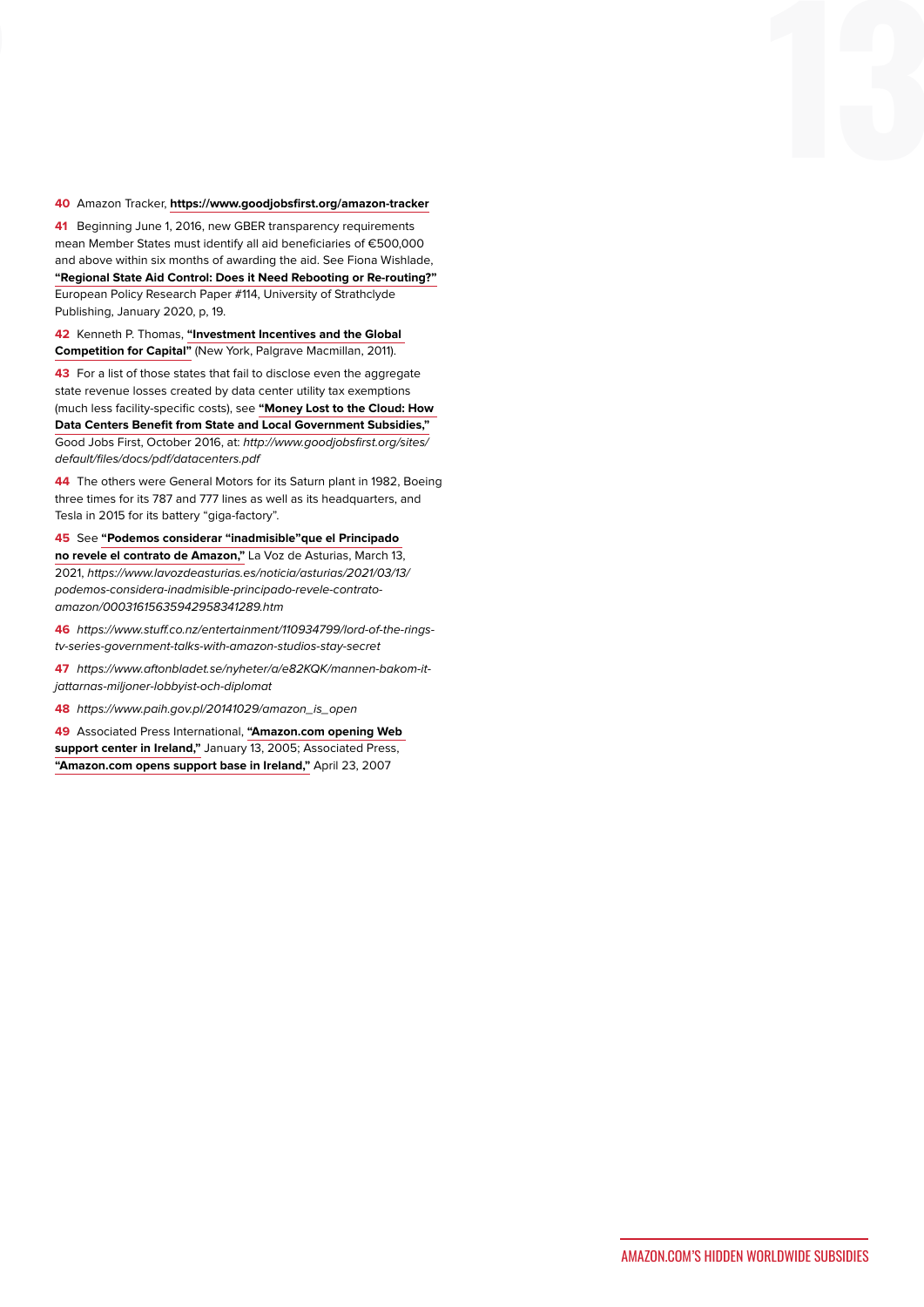**40** Amazon Tracker, **https://www.goodjobsfirst.org/amazon-tracker**

**41** Beginning June 1, 2016, new GBER transparency requirements mean Member States must identify all aid beneficiaries of €500,000 and above within six months of awarding the aid. See Fiona Wishlade, **"Regional State Aid Control: Does it Need Rebooting or Re-routing?"** European Policy Research Paper #114, University of Strathclyde Publishing, January 2020, p, 19.

**42** Kenneth P. Thomas, **"Investment Incentives and the Global Competition for Capital"** (New York, Palgrave Macmillan, 2011).

**43** For a list of those states that fail to disclose even the aggregate state revenue losses created by data center utility tax exemptions (much less facility-specific costs), see **"Money Lost to the Cloud: How Data Centers Benefit from State and Local Government Subsidies,"** Good Jobs First, October 2016, at: *http://www.goodjobsfirst.org/sites/default/files/docs/pdf/datacenters.pdf*

**44** The others were General Motors for its Saturn plant in 1982, Boeing three times for its 787 and 777 lines as well as its headquarters, and Tesla in 2015 for its battery "giga-factory".

**45** See **"Podemos considerar "inadmisible"que el Principado no revele el contrato de Amazon,"** La Voz de Asturias, March 13, 2021, *https://www.lavozdeasturias.es/noticia/asturias/2021/03/13/podemos-considera-inadmisible-principado-revele-contrato-amazon/00031615635942958341289.htm*

**46** *https://www.stuff.co.nz/entertainment/110934799/lord-of-the-rings-tv-series-government-talks-with-amazon-studios-stay-secret*

**47** *https://www.aftonbladet.se/nyheter/a/e82KQK/mannen-bakom-it-jattarnas-miljoner-lobbyist-och-diplomat*

**48** *https://www.paih.gov.pl/20141029/amazon_is_open*

**49** Associated Press International, **"Amazon.com opening Web support center in Ireland,"** January 13, 2005; Associated Press, **"Amazon.com opens support base in Ireland,"** April 23, 2007